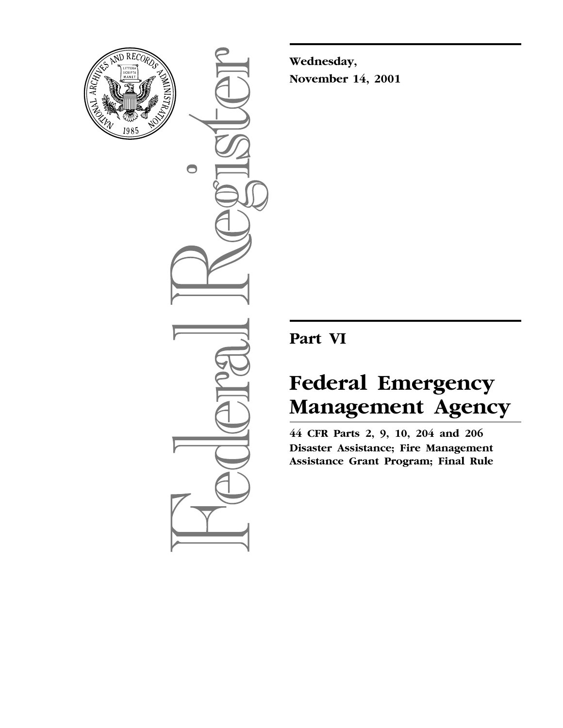**Wednesday,**
**November 14, 2001**

# Part VI

# Federal Emergency Management Agency

**44 CFR Parts 2, 9, 10, 204 and 206**
**Disaster Assistance; Fire Management Assistance Grant Program; Final Rule**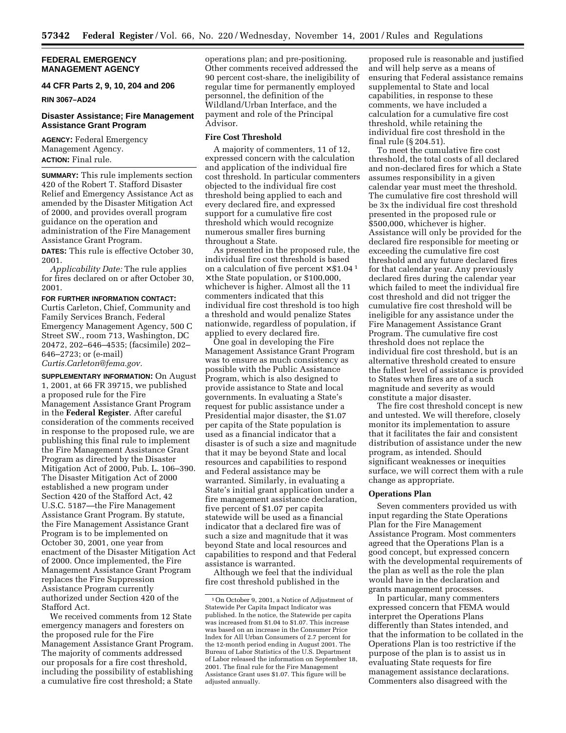## FEDERAL EMERGENCY MANAGEMENT AGENCY

### 44 CFR Parts 2, 9, 10, 204 and 206

**RIN 3067–AD24**

### Disaster Assistance; Fire Management Assistance Grant Program

**AGENCY:** Federal Emergency Management Agency.

**ACTION:** Final rule.

**SUMMARY:** This rule implements section 420 of the Robert T. Stafford Disaster Relief and Emergency Assistance Act as amended by the Disaster Mitigation Act of 2000, and provides overall program guidance on the operation and administration of the Fire Management Assistance Grant Program.

**DATES:** This rule is effective October 30, 2001.

*Applicability Date:* The rule applies for fires declared on or after October 30, 2001.

**FOR FURTHER INFORMATION CONTACT:** Curtis Carleton, Chief, Community and Family Services Branch, Federal Emergency Management Agency, 500 C Street SW., room 713, Washington, DC 20472, 202–646–4535; (facsimile) 202–646–2723; or (e-mail) *Curtis.Carleton@fema.gov.*

**SUPPLEMENTARY INFORMATION:** On August 1, 2001, at 66 FR 39715, we published a proposed rule for the Fire Management Assistance Grant Program in the **Federal Register**. After careful consideration of the comments received in response to the proposed rule, we are publishing this final rule to implement the Fire Management Assistance Grant Program as directed by the Disaster Mitigation Act of 2000, Pub. L. 106–390. The Disaster Mitigation Act of 2000 established a new program under Section 420 of the Stafford Act, 42 U.S.C. 5187—the Fire Management Assistance Grant Program. By statute, the Fire Management Assistance Grant Program is to be implemented on October 30, 2001, one year from enactment of the Disaster Mitigation Act of 2000. Once implemented, the Fire Management Assistance Grant Program replaces the Fire Suppression Assistance Program currently authorized under Section 420 of the Stafford Act.

We received comments from 12 State emergency managers and foresters on the proposed rule for the Fire Management Assistance Grant Program. The majority of comments addressed our proposals for a fire cost threshold, including the possibility of establishing a cumulative fire cost threshold; a State operations plan; and pre-positioning. Other comments received addressed the 90 percent cost-share, the ineligibility of regular time for permanently employed personnel, the definition of the Wildland/Urban Interface, and the payment and role of the Principal Advisor.

**Fire Cost Threshold**

A majority of commenters, 11 of 12, expressed concern with the calculation and application of the individual fire cost threshold. In particular commenters objected to the individual fire cost threshold being applied to each and every declared fire, and expressed support for a cumulative fire cost threshold which would recognize numerous smaller fires burning throughout a State.

As presented in the proposed rule, the individual fire cost threshold is based on a calculation of five percent ×$1.04 [1] × the State population, or $100,000, whichever is higher. Almost all the 11 commenters indicated that this individual fire cost threshold is too high a threshold and would penalize States nationwide, regardless of population, if applied to every declared fire.

One goal in developing the Fire Management Assistance Grant Program was to ensure as much consistency as possible with the Public Assistance Program, which is also designed to provide assistance to State and local governments. In evaluating a State's request for public assistance under a Presidential major disaster, the $1.07 per capita of the State population is used as a financial indicator that a disaster is of such a size and magnitude that it may be beyond State and local resources and capabilities to respond and Federal assistance may be warranted. Similarly, in evaluating a State's initial grant application under a fire management assistance declaration, five percent of $1.07 per capita statewide will be used as a financial indicator that a declared fire was of such a size and magnitude that it was beyond State and local resources and capabilities to respond and that Federal assistance is warranted.

Although we feel that the individual fire cost threshold published in the proposed rule is reasonable and justified and will help serve as a means of ensuring that Federal assistance remains supplemental to State and local capabilities, in response to these comments, we have included a calculation for a cumulative fire cost threshold, while retaining the individual fire cost threshold in the final rule (§ 204.51).

To meet the cumulative fire cost threshold, the total costs of all declared and non-declared fires for which a State assumes responsibility in a given calendar year must meet the threshold. The cumulative fire cost threshold will be 3x the individual fire cost threshold presented in the proposed rule or $500,000, whichever is higher. Assistance will only be provided for the declared fire responsible for meeting or exceeding the cumulative fire cost threshold and any future declared fires for that calendar year. Any previously declared fires during the calendar year which failed to meet the individual fire cost threshold and did not trigger the cumulative fire cost threshold will be ineligible for any assistance under the Fire Management Assistance Grant Program. The cumulative fire cost threshold does not replace the individual fire cost threshold, but is an alternative threshold created to ensure the fullest level of assistance is provided to States when fires are of a such magnitude and severity as would constitute a major disaster.

The fire cost threshold concept is new and untested. We will therefore, closely monitor its implementation to assure that it facilitates the fair and consistent distribution of assistance under the new program, as intended. Should significant weaknesses or inequities surface, we will correct them with a rule change as appropriate.

**Operations Plan**

Seven commenters provided us with input regarding the State Operations Plan for the Fire Management Assistance Program. Most commenters agreed that the Operations Plan is a good concept, but expressed concern with the developmental requirements of the plan as well as the role the plan would have in the declaration and grants management processes.

In particular, many commenters expressed concern that FEMA would interpret the Operations Plans differently than States intended, and that the information to be collated in the Operations Plan is too restrictive if the purpose of the plan is to assist us in evaluating State requests for fire management assistance declarations. Commenters also disagreed with the

[1] On October 9, 2001, a Notice of Adjustment of Statewide Per Capita Impact Indicator was published. In the notice, the Statewide per capita was increased from $1.04 to $1.07. This increase was based on an increase in the Consumer Price Index for All Urban Consumers of 2.7 percent for the 12-month period ending in August 2001. The Bureau of Labor Statistics of the U.S. Department of Labor released the information on September 18, 2001. The final rule for the Fire Management Assistance Grant uses $1.07. This figure will be adjusted annually.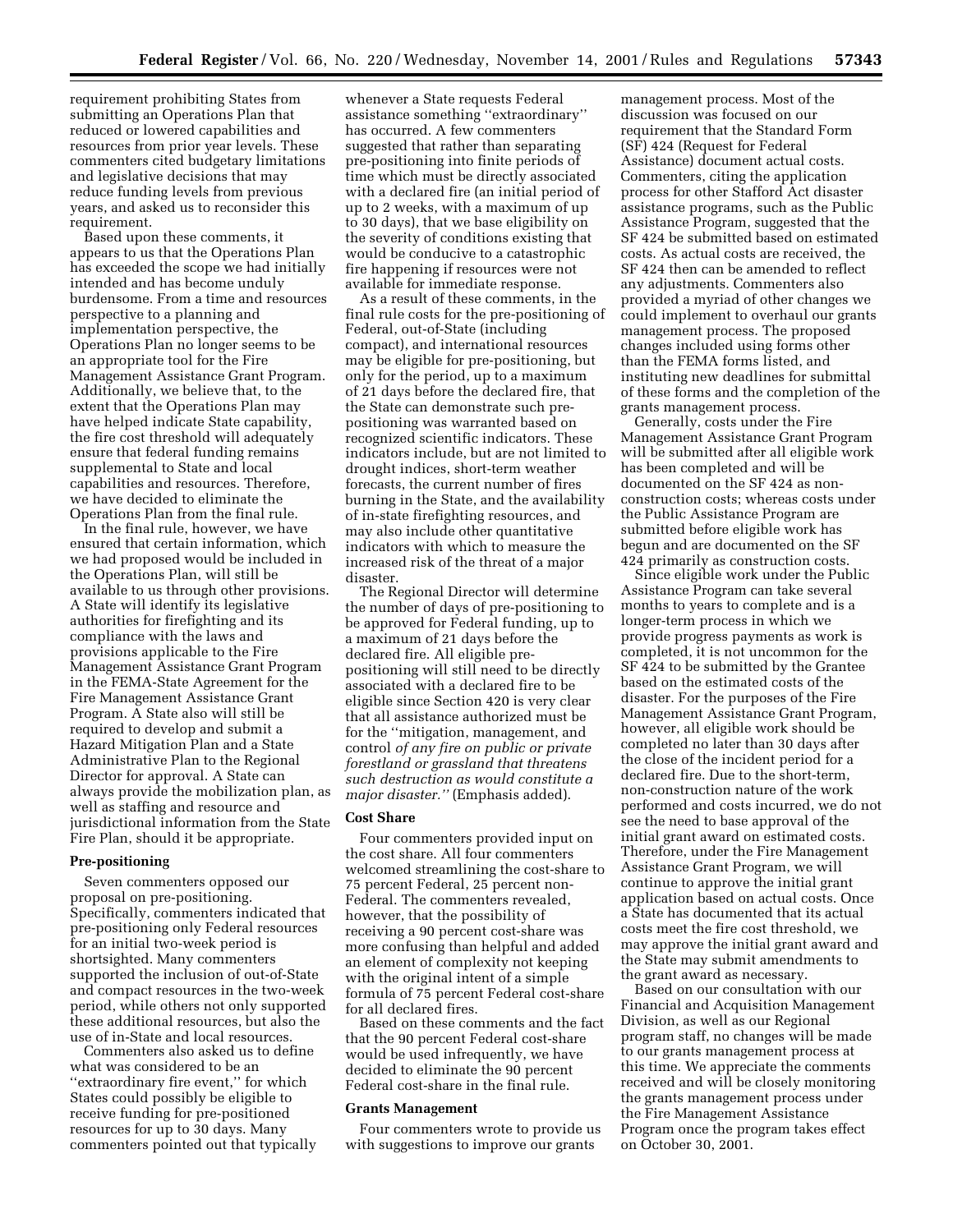requirement prohibiting States from submitting an Operations Plan that reduced or lowered capabilities and resources from prior year levels. These commenters cited budgetary limitations and legislative decisions that may reduce funding levels from previous years, and asked us to reconsider this requirement.

Based upon these comments, it appears to us that the Operations Plan has exceeded the scope we had initially intended and has become unduly burdensome. From a time and resources perspective to a planning and implementation perspective, the Operations Plan no longer seems to be an appropriate tool for the Fire Management Assistance Grant Program. Additionally, we believe that, to the extent that the Operations Plan may have helped indicate State capability, the fire cost threshold will adequately ensure that federal funding remains supplemental to State and local capabilities and resources. Therefore, we have decided to eliminate the Operations Plan from the final rule.

In the final rule, however, we have ensured that certain information, which we had proposed would be included in the Operations Plan, will still be available to us through other provisions. A State will identify its legislative authorities for firefighting and its compliance with the laws and provisions applicable to the Fire Management Assistance Grant Program in the FEMA-State Agreement for the Fire Management Assistance Grant Program. A State also will still be required to develop and submit a Hazard Mitigation Plan and a State Administrative Plan to the Regional Director for approval. A State can always provide the mobilization plan, as well as staffing and resource and jurisdictional information from the State Fire Plan, should it be appropriate.

**Pre-positioning**

Seven commenters opposed our proposal on pre-positioning. Specifically, commenters indicated that pre-positioning only Federal resources for an initial two-week period is shortsighted. Many commenters supported the inclusion of out-of-State and compact resources in the two-week period, while others not only supported these additional resources, but also the use of in-State and local resources.

Commenters also asked us to define what was considered to be an ''extraordinary fire event,'' for which States could possibly be eligible to receive funding for pre-positioned resources for up to 30 days. Many commenters pointed out that typically whenever a State requests Federal assistance something ''extraordinary'' has occurred. A few commenters suggested that rather than separating pre-positioning into finite periods of time which must be directly associated with a declared fire (an initial period of up to 2 weeks, with a maximum of up to 30 days), that we base eligibility on the severity of conditions existing that would be conducive to a catastrophic fire happening if resources were not available for immediate response.

As a result of these comments, in the final rule costs for the pre-positioning of Federal, out-of-State (including compact), and international resources may be eligible for pre-positioning, but only for the period, up to a maximum of 21 days before the declared fire, that the State can demonstrate such pre-positioning was warranted based on recognized scientific indicators. These indicators include, but are not limited to drought indices, short-term weather forecasts, the current number of fires burning in the State, and the availability of in-state firefighting resources, and may also include other quantitative indicators with which to measure the increased risk of the threat of a major disaster.

The Regional Director will determine the number of days of pre-positioning to be approved for Federal funding, up to a maximum of 21 days before the declared fire. All eligible pre-positioning will still need to be directly associated with a declared fire to be eligible since Section 420 is very clear that all assistance authorized must be for the ''mitigation, management, and control *of any fire on public or private forestland or grassland that threatens such destruction as would constitute a major disaster.''* (Emphasis added).

**Cost Share**

Four commenters provided input on the cost share. All four commenters welcomed streamlining the cost-share to 75 percent Federal, 25 percent non-Federal. The commenters revealed, however, that the possibility of receiving a 90 percent cost-share was more confusing than helpful and added an element of complexity not keeping with the original intent of a simple formula of 75 percent Federal cost-share for all declared fires.

Based on these comments and the fact that the 90 percent Federal cost-share would be used infrequently, we have decided to eliminate the 90 percent Federal cost-share in the final rule.

**Grants Management**

Four commenters wrote to provide us with suggestions to improve our grants management process. Most of the discussion was focused on our requirement that the Standard Form (SF) 424 (Request for Federal Assistance) document actual costs. Commenters, citing the application process for other Stafford Act disaster assistance programs, such as the Public Assistance Program, suggested that the SF 424 be submitted based on estimated costs. As actual costs are received, the SF 424 then can be amended to reflect any adjustments. Commenters also provided a myriad of other changes we could implement to overhaul our grants management process. The proposed changes included using forms other than the FEMA forms listed, and instituting new deadlines for submittal of these forms and the completion of the grants management process.

Generally, costs under the Fire Management Assistance Grant Program will be submitted after all eligible work has been completed and will be documented on the SF 424 as non-construction costs; whereas costs under the Public Assistance Program are submitted before eligible work has begun and are documented on the SF 424 primarily as construction costs.

Since eligible work under the Public Assistance Program can take several months to years to complete and is a longer-term process in which we provide progress payments as work is completed, it is not uncommon for the SF 424 to be submitted by the Grantee based on the estimated costs of the disaster. For the purposes of the Fire Management Assistance Grant Program, however, all eligible work should be completed no later than 30 days after the close of the incident period for a declared fire. Due to the short-term, non-construction nature of the work performed and costs incurred, we do not see the need to base approval of the initial grant award on estimated costs. Therefore, under the Fire Management Assistance Grant Program, we will continue to approve the initial grant application based on actual costs. Once a State has documented that its actual costs meet the fire cost threshold, we may approve the initial grant award and the State may submit amendments to the grant award as necessary.

Based on our consultation with our Financial and Acquisition Management Division, as well as our Regional program staff, no changes will be made to our grants management process at this time. We appreciate the comments received and will be closely monitoring the grants management process under the Fire Management Assistance Program once the program takes effect on October 30, 2001.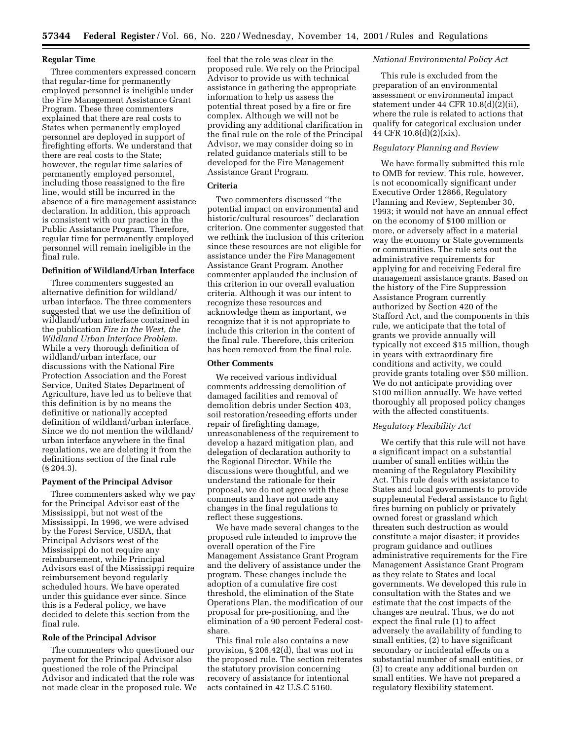## Regular Time

Three commenters expressed concern that regular-time for permanently employed personnel is ineligible under the Fire Management Assistance Grant Program. These three commenters explained that there are real costs to States when permanently employed personnel are deployed in support of firefighting efforts. We understand that there are real costs to the State; however, the regular time salaries of permanently employed personnel, including those reassigned to the fire line, would still be incurred in the absence of a fire management assistance declaration. In addition, this approach is consistent with our practice in the Public Assistance Program. Therefore, regular time for permanently employed personnel will remain ineligible in the final rule.

## Definition of Wildland/Urban Interface

Three commenters suggested an alternative definition for wildland/urban interface. The three commenters suggested that we use the definition of wildland/urban interface contained in the publication *Fire in the West, the Wildland Urban Interface Problem.* While a very thorough definition of wildland/urban interface, our discussions with the National Fire Protection Association and the Forest Service, United States Department of Agriculture, have led us to believe that this definition is by no means the definitive or nationally accepted definition of wildland/urban interface. Since we do not mention the wildland/urban interface anywhere in the final regulations, we are deleting it from the definitions section of the final rule (§ 204.3).

## Payment of the Principal Advisor

Three commenters asked why we pay for the Principal Advisor east of the Mississippi, but not west of the Mississippi. In 1996, we were advised by the Forest Service, USDA, that Principal Advisors west of the Mississippi do not require any reimbursement, while Principal Advisors east of the Mississippi require reimbursement beyond regularly scheduled hours. We have operated under this guidance ever since. Since this is a Federal policy, we have decided to delete this section from the final rule.

## Role of the Principal Advisor

The commenters who questioned our payment for the Principal Advisor also questioned the role of the Principal Advisor and indicated that the role was not made clear in the proposed rule. We feel that the role was clear in the proposed rule. We rely on the Principal Advisor to provide us with technical assistance in gathering the appropriate information to help us assess the potential threat posed by a fire or fire complex. Although we will not be providing any additional clarification in the final rule on the role of the Principal Advisor, we may consider doing so in related guidance materials still to be developed for the Fire Management Assistance Grant Program.

## Criteria

Two commenters discussed "the potential impact on environmental and historic/cultural resources" declaration criterion. One commenter suggested that we rethink the inclusion of this criterion since these resources are not eligible for assistance under the Fire Management Assistance Grant Program. Another commenter applauded the inclusion of this criterion in our overall evaluation criteria. Although it was our intent to recognize these resources and acknowledge them as important, we recognize that it is not appropriate to include this criterion in the content of the final rule. Therefore, this criterion has been removed from the final rule.

## Other Comments

We received various individual comments addressing demolition of damaged facilities and removal of demolition debris under Section 403, soil restoration/reseeding efforts under repair of firefighting damage, unreasonableness of the requirement to develop a hazard mitigation plan, and delegation of declaration authority to the Regional Director. While the discussions were thoughtful, and we understand the rationale for their proposal, we do not agree with these comments and have not made any changes in the final regulations to reflect these suggestions.

We have made several changes to the proposed rule intended to improve the overall operation of the Fire Management Assistance Grant Program and the delivery of assistance under the program. These changes include the adoption of a cumulative fire cost threshold, the elimination of the State Operations Plan, the modification of our proposal for pre-positioning, and the elimination of a 90 percent Federal cost-share.

This final rule also contains a new provision, § 206.42(d), that was not in the proposed rule. The section reiterates the statutory provision concerning recovery of assistance for intentional acts contained in 42 U.S.C 5160.

### *National Environmental Policy Act*

This rule is excluded from the preparation of an environmental assessment or environmental impact statement under 44 CFR 10.8(d)(2)(ii), where the rule is related to actions that qualify for categorical exclusion under 44 CFR 10.8(d)(2)(xix).

### *Regulatory Planning and Review*

We have formally submitted this rule to OMB for review. This rule, however, is not economically significant under Executive Order 12866, Regulatory Planning and Review, September 30, 1993; it would not have an annual effect on the economy of $100 million or more, or adversely affect in a material way the economy or State governments or communities. The rule sets out the administrative requirements for applying for and receiving Federal fire management assistance grants. Based on the history of the Fire Suppression Assistance Program currently authorized by Section 420 of the Stafford Act, and the components in this rule, we anticipate that the total of grants we provide annually will typically not exceed $15 million, though in years with extraordinary fire conditions and activity, we could provide grants totaling over $50 million. We do not anticipate providing over $100 million annually. We have vetted thoroughly all proposed policy changes with the affected constituents.

### *Regulatory Flexibility Act*

We certify that this rule will not have a significant impact on a substantial number of small entities within the meaning of the Regulatory Flexibility Act. This rule deals with assistance to States and local governments to provide supplemental Federal assistance to fight fires burning on publicly or privately owned forest or grassland which threaten such destruction as would constitute a major disaster; it provides program guidance and outlines administrative requirements for the Fire Management Assistance Grant Program as they relate to States and local governments. We developed this rule in consultation with the States and we estimate that the cost impacts of the changes are neutral. Thus, we do not expect the final rule (1) to affect adversely the availability of funding to small entities, (2) to have significant secondary or incidental effects on a substantial number of small entities, or (3) to create any additional burden on small entities. We have not prepared a regulatory flexibility statement.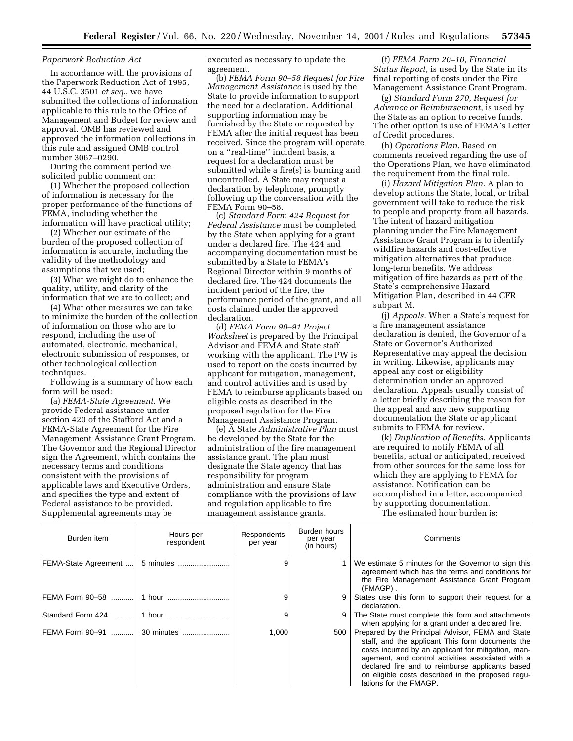*Paperwork Reduction Act*

In accordance with the provisions of the Paperwork Reduction Act of 1995, 44 U.S.C. 3501 *et seq.*, we have submitted the collections of information applicable to this rule to the Office of Management and Budget for review and approval. OMB has reviewed and approved the information collections in this rule and assigned OMB control number 3067–0290.

During the comment period we solicited public comment on:

(1) Whether the proposed collection of information is necessary for the proper performance of the functions of FEMA, including whether the information will have practical utility;

(2) Whether our estimate of the burden of the proposed collection of information is accurate, including the validity of the methodology and assumptions that we used;

(3) What we might do to enhance the quality, utility, and clarity of the information that we are to collect; and

(4) What other measures we can take to minimize the burden of the collection of information on those who are to respond, including the use of automated, electronic, mechanical, electronic submission of responses, or other technological collection techniques.

Following is a summary of how each form will be used:

(a) *FEMA-State Agreement.* We provide Federal assistance under section 420 of the Stafford Act and a FEMA-State Agreement for the Fire Management Assistance Grant Program. The Governor and the Regional Director sign the Agreement, which contains the necessary terms and conditions consistent with the provisions of applicable laws and Executive Orders, and specifies the type and extent of Federal assistance to be provided. Supplemental agreements may be executed as necessary to update the agreement.

(b) *FEMA Form 90–58 Request for Fire Management Assistance* is used by the State to provide information to support the need for a declaration. Additional supporting information may be furnished by the State or requested by FEMA after the initial request has been received. Since the program will operate on a ''real-time'' incident basis, a request for a declaration must be submitted while a fire(s) is burning and uncontrolled. A State may request a declaration by telephone, promptly following up the conversation with the FEMA Form 90–58.

(c) *Standard Form 424 Request for Federal Assistance* must be completed by the State when applying for a grant under a declared fire. The 424 and accompanying documentation must be submitted by a State to FEMA's Regional Director within 9 months of declared fire. The 424 documents the incident period of the fire, the performance period of the grant, and all costs claimed under the approved declaration.

(d) *FEMA Form 90–91 Project Worksheet* is prepared by the Principal Advisor and FEMA and State staff working with the applicant. The PW is used to report on the costs incurred by applicant for mitigation, management, and control activities and is used by FEMA to reimburse applicants based on eligible costs as described in the proposed regulation for the Fire Management Assistance Program.

(e) A State *Administrative Plan* must be developed by the State for the administration of the fire management assistance grant. The plan must designate the State agency that has responsibility for program administration and ensure State compliance with the provisions of law and regulation applicable to fire management assistance grants.

(f) *FEMA Form 20–10, Financial Status Report*, is used by the State in its final reporting of costs under the Fire Management Assistance Grant Program.

(g) *Standard Form 270, Request for Advance or Reimbursement*, is used by the State as an option to receive funds. The other option is use of FEMA's Letter of Credit procedures.

(h) *Operations Plan*, Based on comments received regarding the use of the Operations Plan, we have eliminated the requirement from the final rule.

(i) *Hazard Mitigation Plan.* A plan to develop actions the State, local, or tribal government will take to reduce the risk to people and property from all hazards. The intent of hazard mitigation planning under the Fire Management Assistance Grant Program is to identify wildfire hazards and cost-effective mitigation alternatives that produce long-term benefits. We address mitigation of fire hazards as part of the State's comprehensive Hazard Mitigation Plan, described in 44 CFR subpart M.

(j) *Appeals.* When a State's request for a fire management assistance declaration is denied, the Governor of a State or Governor's Authorized Representative may appeal the decision in writing. Likewise, applicants may appeal any cost or eligibility determination under an approved declaration. Appeals usually consist of a letter briefly describing the reason for the appeal and any new supporting documentation the State or applicant submits to FEMA for review.

(k) *Duplication of Benefits.* Applicants are required to notify FEMA of all benefits, actual or anticipated, received from other sources for the same loss for which they are applying to FEMA for assistance. Notification can be accomplished in a letter, accompanied by supporting documentation.

The estimated hour burden is:

| Burden item | Hours per respondent | Respondents per year | Burden hours per year (in hours) | Comments |
|---|---|---|---|---|
| FEMA-State Agreement | 5 minutes | 9 | 1 | We estimate 5 minutes for the Governor to sign this agreement which has the terms and conditions for the Fire Management Assistance Grant Program (FMAGP) . |
| FEMA Form 90–58 | 1 hour | 9 | 9 | States use this form to support their request for a declaration. |
| Standard Form 424 | 1 hour | 9 | 9 | The State must complete this form and attachments when applying for a grant under a declared fire. |
| FEMA Form 90–91 | 30 minutes | 1,000 | 500 | Prepared by the Principal Advisor, FEMA and State staff, and the applicant This form documents the costs incurred by an applicant for mitigation, management, and control activities associated with a declared fire and to reimburse applicants based on eligible costs described in the proposed regulations for the FMAGP. |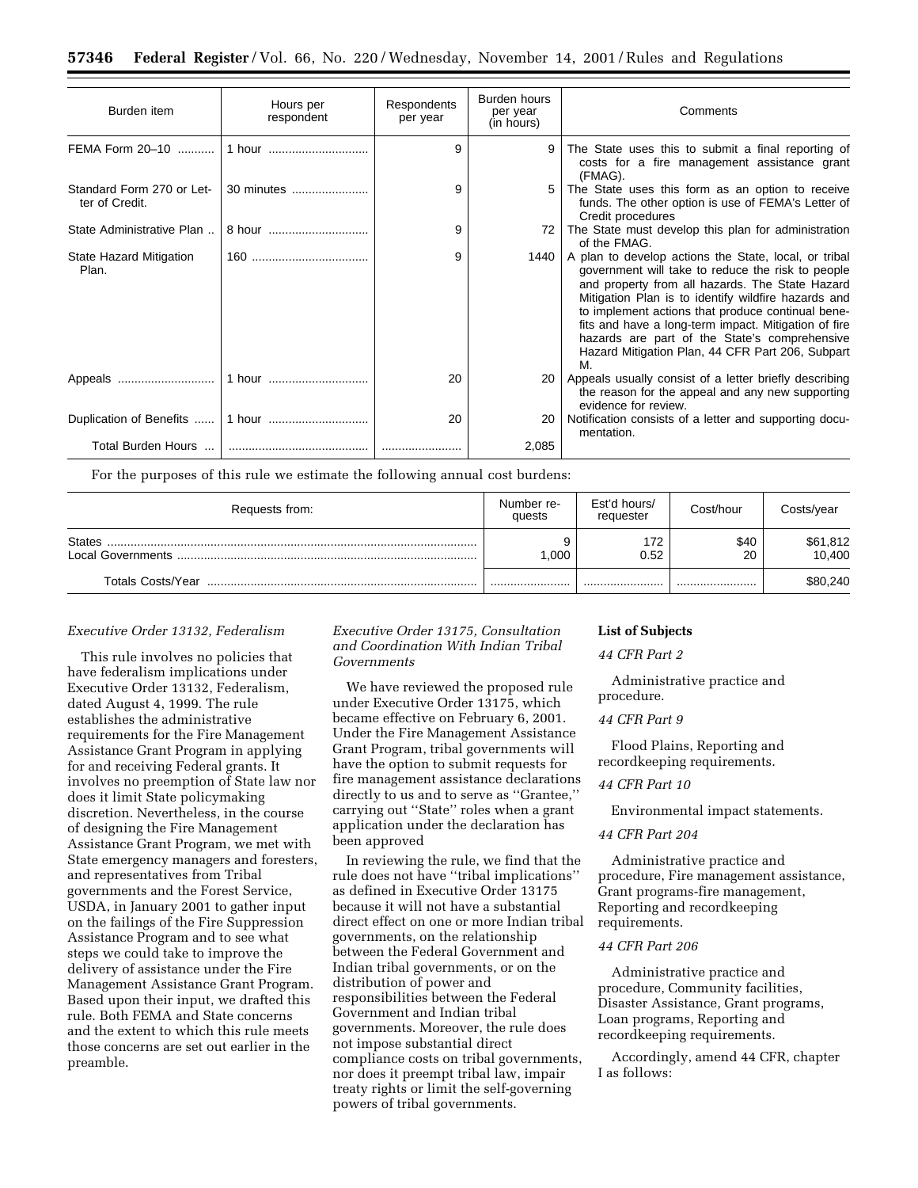| Burden item | Hours per respondent | Respondents per year | Burden hours per year (in hours) | Comments |
|---|---|---|---|---|
| FEMA Form 20–10 | 1 hour | 9 | 9 | The State uses this to submit a final reporting of costs for a fire management assistance grant (FMAG). |
| Standard Form 270 or Letter of Credit. | 30 minutes | 9 | 5 | The State uses this form as an option to receive funds. The other option is use of FEMA's Letter of Credit procedures |
| State Administrative Plan | 8 hour | 9 | 72 | The State must develop this plan for administration of the FMAG. |
| State Hazard Mitigation Plan. | 160 | 9 | 1440 | A plan to develop actions the State, local, or tribal government will take to reduce the risk to people and property from all hazards. The State Hazard Mitigation Plan is to identify wildfire hazards and to implement actions that produce continual benefits and have a long-term impact. Mitigation of fire hazards are part of the State's comprehensive Hazard Mitigation Plan, 44 CFR Part 206, Subpart M. |
| Appeals | 1 hour | 20 | 20 | Appeals usually consist of a letter briefly describing the reason for the appeal and any new supporting evidence for review. |
| Duplication of Benefits | 1 hour | 20 | 20 | Notification consists of a letter and supporting documentation. |
| Total Burden Hours | | | 2,085 | |

For the purposes of this rule we estimate the following annual cost burdens:

| Requests from: | Number requests | Est'd hours/requester | Cost/hour | Costs/year |
|---|---|---|---|---|
| States | 9 | 172 | $40 | $61,812 |
| Local Governments | 1,000 | 0.52 | 20 | 10,400 |
| Totals Costs/Year | | | | $80,240 |

*Executive Order 13132, Federalism*

This rule involves no policies that have federalism implications under Executive Order 13132, Federalism, dated August 4, 1999. The rule establishes the administrative requirements for the Fire Management Assistance Grant Program in applying for and receiving Federal grants. It involves no preemption of State law nor does it limit State policymaking discretion. Nevertheless, in the course of designing the Fire Management Assistance Grant Program, we met with State emergency managers and foresters, and representatives from Tribal governments and the Forest Service, USDA, in January 2001 to gather input on the failings of the Fire Suppression Assistance Program and to see what steps we could take to improve the delivery of assistance under the Fire Management Assistance Grant Program. Based upon their input, we drafted this rule. Both FEMA and State concerns and the extent to which this rule meets those concerns are set out earlier in the preamble.

*Executive Order 13175, Consultation and Coordination With Indian Tribal Governments*

We have reviewed the proposed rule under Executive Order 13175, which became effective on February 6, 2001. Under the Fire Management Assistance Grant Program, tribal governments will have the option to submit requests for fire management assistance declarations directly to us and to serve as ''Grantee,'' carrying out ''State'' roles when a grant application under the declaration has been approved

In reviewing the rule, we find that the rule does not have ''tribal implications'' as defined in Executive Order 13175 because it will not have a substantial direct effect on one or more Indian tribal governments, on the relationship between the Federal Government and Indian tribal governments, or on the distribution of power and responsibilities between the Federal Government and Indian tribal governments. Moreover, the rule does not impose substantial direct compliance costs on tribal governments, nor does it preempt tribal law, impair treaty rights or limit the self-governing powers of tribal governments.

**List of Subjects**

*44 CFR Part 2*

Administrative practice and procedure.

*44 CFR Part 9*

Flood Plains, Reporting and recordkeeping requirements.

*44 CFR Part 10*

Environmental impact statements.

*44 CFR Part 204*

Administrative practice and procedure, Fire management assistance, Grant programs-fire management, Reporting and recordkeeping requirements.

*44 CFR Part 206*

Administrative practice and procedure, Community facilities, Disaster Assistance, Grant programs, Loan programs, Reporting and recordkeeping requirements.

Accordingly, amend 44 CFR, chapter I as follows: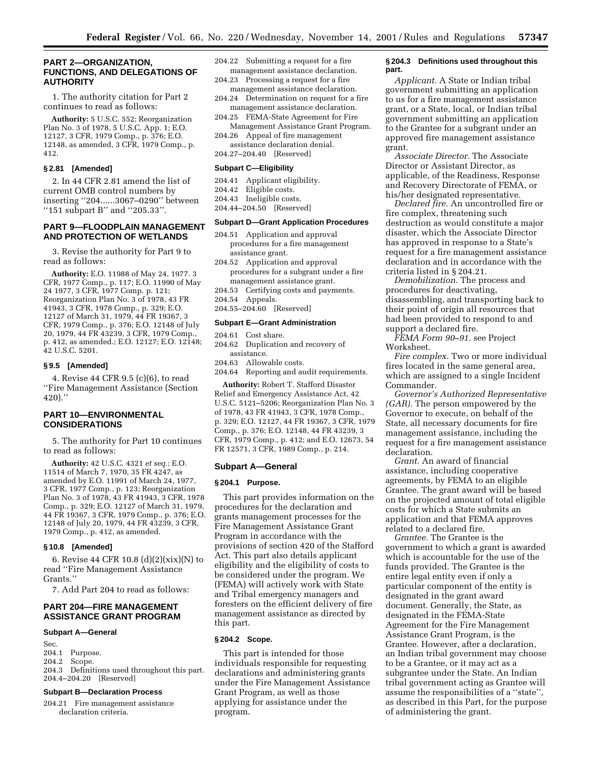## PART 2—ORGANIZATION, FUNCTIONS, AND DELEGATIONS OF AUTHORITY

1. The authority citation for Part 2 continues to read as follows:

**Authority:** 5 U.S.C. 552; Reorganization Plan No. 3 of 1978, 5 U.S.C. App. 1; E.O. 12127, 3 CFR, 1979 Comp., p. 376; E.O. 12148, as amended, 3 CFR, 1979 Comp., p. 412.

### § 2.81 [Amended]

2. In 44 CFR 2.81 amend the list of current OMB control numbers by inserting ''204......3067–0290'' between ''151 subpart B'' and ''205.33''.

## PART 9—FLOODPLAIN MANAGEMENT AND PROTECTION OF WETLANDS

3. Revise the authority for Part 9 to read as follows:

**Authority:** E.O. 11988 of May 24, 1977. 3 CFR, 1977 Comp., p. 117; E.O. 11990 of May 24 1977, 3 CFR, 1977 Comp. p. 121; Reorganization Plan No. 3 of 1978, 43 FR 41943, 3 CFR, 1978 Comp., p. 329; E.O. 12127 of March 31, 1979, 44 FR 19367, 3 CFR, 1979 Comp., p. 376; E.O. 12148 of July 20, 1979, 44 FR 43239, 3 CFR, 1979 Comp., p. 412, as amended.; E.O. 12127; E.O. 12148; 42 U.S.C. 5201.

### § 9.5 [Amended]

4. Revise 44 CFR 9.5 (c)(6), to read ''Fire Management Assistance (Section 420).''

## PART 10—ENVIRONMENTAL CONSIDERATIONS

5. The authority for Part 10 continues to read as follows:

**Authority:** 42 U.S.C. 4321 *et seq.*; E.O. 11514 of March 7, 1970, 35 FR 4247, as amended by E.O. 11991 of March 24, 1977, 3 CFR, 1977 Comp., p. 123; Reorganization Plan No. 3 of 1978, 43 FR 41943, 3 CFR, 1978 Comp., p. 329; E.O. 12127 of March 31, 1979, 44 FR 19367, 3 CFR, 1979 Comp., p. 376; E.O. 12148 of July 20, 1979, 44 FR 43239, 3 CFR, 1979 Comp., p. 412, as amended.

### § 10.8 [Amended]

6. Revise 44 CFR 10.8 (d)(2)(xix)(N) to read ''Fire Management Assistance Grants.''

7. Add Part 204 to read as follows:

## PART 204—FIRE MANAGEMENT ASSISTANCE GRANT PROGRAM

### Subpart A—General

Sec.
204.1 Purpose.
204.2 Scope.
204.3 Definitions used throughout this part.
204.4–204.20 [Reserved]

### Subpart B—Declaration Process

204.21 Fire management assistance declaration criteria.
204.22 Submitting a request for a fire management assistance declaration.
204.23 Processing a request for a fire management assistance declaration.
204.24 Determination on request for a fire management assistance declaration.
204.25 FEMA-State Agreement for Fire Management Assistance Grant Program.
204.26 Appeal of fire management assistance declaration denial.
204.27–204.40 [Reserved]

### Subpart C—Eligibility

204.41 Applicant eligibility.
204.42 Eligible costs.
204.43 Ineligible costs.
204.44–204.50 [Reserved]

### Subpart D—Grant Application Procedures

204.51 Application and approval procedures for a fire management assistance grant.
204.52 Application and approval procedures for a subgrant under a fire management assistance grant.
204.53 Certifying costs and payments.
204.54 Appeals.
204.55–204.60 [Reserved]

### Subpart E—Grant Administration

204.61 Cost share.
204.62 Duplication and recovery of assistance.
204.63 Allowable costs.
204.64 Reporting and audit requirements.

**Authority:** Robert T. Stafford Disaster Relief and Emergency Assistance Act, 42 U.S.C. 5121–5206; Reorganization Plan No. 3 of 1978, 43 FR 41943, 3 CFR, 1978 Comp., p. 329; E.O. 12127, 44 FR 19367, 3 CFR, 1979 Comp., p. 376; E.O. 12148, 44 FR 43239, 3 CFR, 1979 Comp., p. 412; and E.O. 12673, 54 FR 12571, 3 CFR, 1989 Comp., p. 214.

### Subpart A—General

#### § 204.1 Purpose.

This part provides information on the procedures for the declaration and grants management processes for the Fire Management Assistance Grant Program in accordance with the provisions of section 420 of the Stafford Act. This part also details applicant eligibility and the eligibility of costs to be considered under the program. We (FEMA) will actively work with State and Tribal emergency managers and foresters on the efficient delivery of fire management assistance as directed by this part.

#### § 204.2 Scope.

This part is intended for those individuals responsible for requesting declarations and administering grants under the Fire Management Assistance Grant Program, as well as those applying for assistance under the program.

#### § 204.3 Definitions used throughout this part.

*Applicant.* A State or Indian tribal government submitting an application to us for a fire management assistance grant, or a State, local, or Indian tribal government submitting an application to the Grantee for a subgrant under an approved fire management assistance grant.

*Associate Director.* The Associate Director or Assistant Director, as applicable, of the Readiness, Response and Recovery Directorate of FEMA, or his/her designated representative.

*Declared fire.* An uncontrolled fire or fire complex, threatening such destruction as would constitute a major disaster, which the Associate Director has approved in response to a State's request for a fire management assistance declaration and in accordance with the criteria listed in § 204.21.

*Demobilization.* The process and procedures for deactivating, disassembling, and transporting back to their point of origin all resources that had been provided to respond to and support a declared fire.

*FEMA Form 90–91.* see Project Worksheet.

*Fire complex.* Two or more individual fires located in the same general area, which are assigned to a single Incident Commander.

*Governor's Authorized Representative (GAR).* The person empowered by the Governor to execute, on behalf of the State, all necessary documents for fire management assistance, including the request for a fire management assistance declaration.

*Grant.* An award of financial assistance, including cooperative agreements, by FEMA to an eligible Grantee. The grant award will be based on the projected amount of total eligible costs for which a State submits an application and that FEMA approves related to a declared fire.

*Grantee.* The Grantee is the government to which a grant is awarded which is accountable for the use of the funds provided. The Grantee is the entire legal entity even if only a particular component of the entity is designated in the grant award document. Generally, the State, as designated in the FEMA-State Agreement for the Fire Management Assistance Grant Program, is the Grantee. However, after a declaration, an Indian tribal government may choose to be a Grantee, or it may act as a subgrantee under the State. An Indian tribal government acting as Grantee will assume the responsibilities of a ''state'', as described in this Part, for the purpose of administering the grant.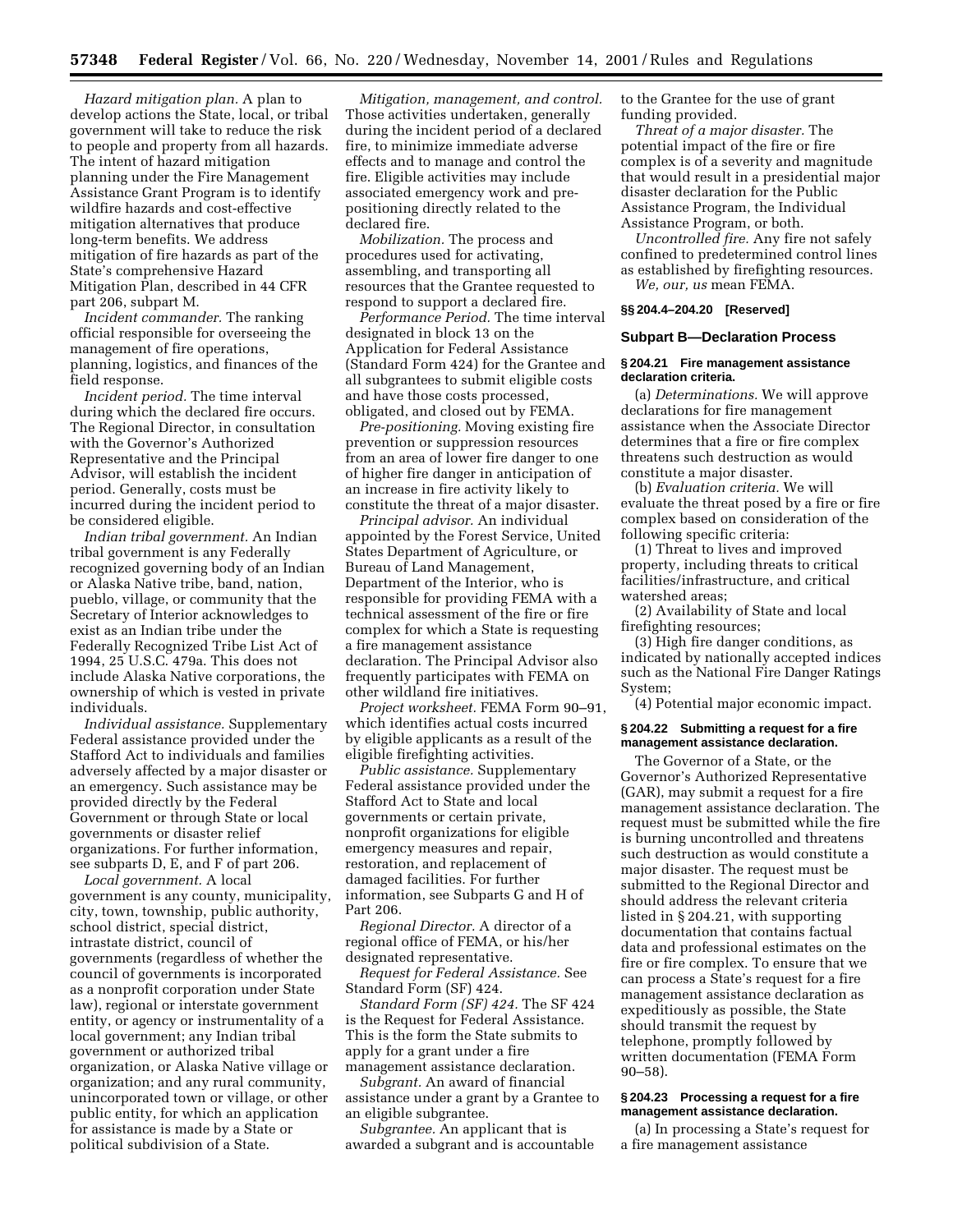*Hazard mitigation plan.* A plan to develop actions the State, local, or tribal government will take to reduce the risk to people and property from all hazards. The intent of hazard mitigation planning under the Fire Management Assistance Grant Program is to identify wildfire hazards and cost-effective mitigation alternatives that produce long-term benefits. We address mitigation of fire hazards as part of the State's comprehensive Hazard Mitigation Plan, described in 44 CFR part 206, subpart M.

*Incident commander.* The ranking official responsible for overseeing the management of fire operations, planning, logistics, and finances of the field response.

*Incident period.* The time interval during which the declared fire occurs. The Regional Director, in consultation with the Governor's Authorized Representative and the Principal Advisor, will establish the incident period. Generally, costs must be incurred during the incident period to be considered eligible.

*Indian tribal government.* An Indian tribal government is any Federally recognized governing body of an Indian or Alaska Native tribe, band, nation, pueblo, village, or community that the Secretary of Interior acknowledges to exist as an Indian tribe under the Federally Recognized Tribe List Act of 1994, 25 U.S.C. 479a. This does not include Alaska Native corporations, the ownership of which is vested in private individuals.

*Individual assistance.* Supplementary Federal assistance provided under the Stafford Act to individuals and families adversely affected by a major disaster or an emergency. Such assistance may be provided directly by the Federal Government or through State or local governments or disaster relief organizations. For further information, see subparts D, E, and F of part 206.

*Local government.* A local government is any county, municipality, city, town, township, public authority, school district, special district, intrastate district, council of governments (regardless of whether the council of governments is incorporated as a nonprofit corporation under State law), regional or interstate government entity, or agency or instrumentality of a local government; any Indian tribal government or authorized tribal organization, or Alaska Native village or organization; and any rural community, unincorporated town or village, or other public entity, for which an application for assistance is made by a State or political subdivision of a State.

*Mitigation, management, and control.* Those activities undertaken, generally during the incident period of a declared fire, to minimize immediate adverse effects and to manage and control the fire. Eligible activities may include associated emergency work and pre-positioning directly related to the declared fire.

*Mobilization.* The process and procedures used for activating, assembling, and transporting all resources that the Grantee requested to respond to support a declared fire.

*Performance Period.* The time interval designated in block 13 on the Application for Federal Assistance (Standard Form 424) for the Grantee and all subgrantees to submit eligible costs and have those costs processed, obligated, and closed out by FEMA.

*Pre-positioning.* Moving existing fire prevention or suppression resources from an area of lower fire danger to one of higher fire danger in anticipation of an increase in fire activity likely to constitute the threat of a major disaster.

*Principal advisor.* An individual appointed by the Forest Service, United States Department of Agriculture, or Bureau of Land Management, Department of the Interior, who is responsible for providing FEMA with a technical assessment of the fire or fire complex for which a State is requesting a fire management assistance declaration. The Principal Advisor also frequently participates with FEMA on other wildland fire initiatives.

*Project worksheet.* FEMA Form 90–91, which identifies actual costs incurred by eligible applicants as a result of the eligible firefighting activities.

*Public assistance.* Supplementary Federal assistance provided under the Stafford Act to State and local governments or certain private, nonprofit organizations for eligible emergency measures and repair, restoration, and replacement of damaged facilities. For further information, see Subparts G and H of Part 206.

*Regional Director.* A director of a regional office of FEMA, or his/her designated representative.

*Request for Federal Assistance.* See Standard Form (SF) 424.

*Standard Form (SF) 424.* The SF 424 is the Request for Federal Assistance. This is the form the State submits to apply for a grant under a fire management assistance declaration.

*Subgrant.* An award of financial assistance under a grant by a Grantee to an eligible subgrantee.

*Subgrantee.* An applicant that is awarded a subgrant and is accountable to the Grantee for the use of grant funding provided.

*Threat of a major disaster.* The potential impact of the fire or fire complex is of a severity and magnitude that would result in a presidential major disaster declaration for the Public Assistance Program, the Individual Assistance Program, or both.

*Uncontrolled fire.* Any fire not safely confined to predetermined control lines as established by firefighting resources.

*We, our, us* mean FEMA.

### §§ 204.4–204.20 [Reserved]

## Subpart B—Declaration Process

### § 204.21 Fire management assistance declaration criteria.

(a) *Determinations.* We will approve declarations for fire management assistance when the Associate Director determines that a fire or fire complex threatens such destruction as would constitute a major disaster.

(b) *Evaluation criteria.* We will evaluate the threat posed by a fire or fire complex based on consideration of the following specific criteria:

(1) Threat to lives and improved property, including threats to critical facilities/infrastructure, and critical watershed areas;

(2) Availability of State and local firefighting resources;

(3) High fire danger conditions, as indicated by nationally accepted indices such as the National Fire Danger Ratings System;

(4) Potential major economic impact.

### § 204.22 Submitting a request for a fire management assistance declaration.

The Governor of a State, or the Governor's Authorized Representative (GAR), may submit a request for a fire management assistance declaration. The request must be submitted while the fire is burning uncontrolled and threatens such destruction as would constitute a major disaster. The request must be submitted to the Regional Director and should address the relevant criteria listed in § 204.21, with supporting documentation that contains factual data and professional estimates on the fire or fire complex. To ensure that we can process a State's request for a fire management assistance declaration as expeditiously as possible, the State should transmit the request by telephone, promptly followed by written documentation (FEMA Form 90–58).

### § 204.23 Processing a request for a fire management assistance declaration.

(a) In processing a State's request for a fire management assistance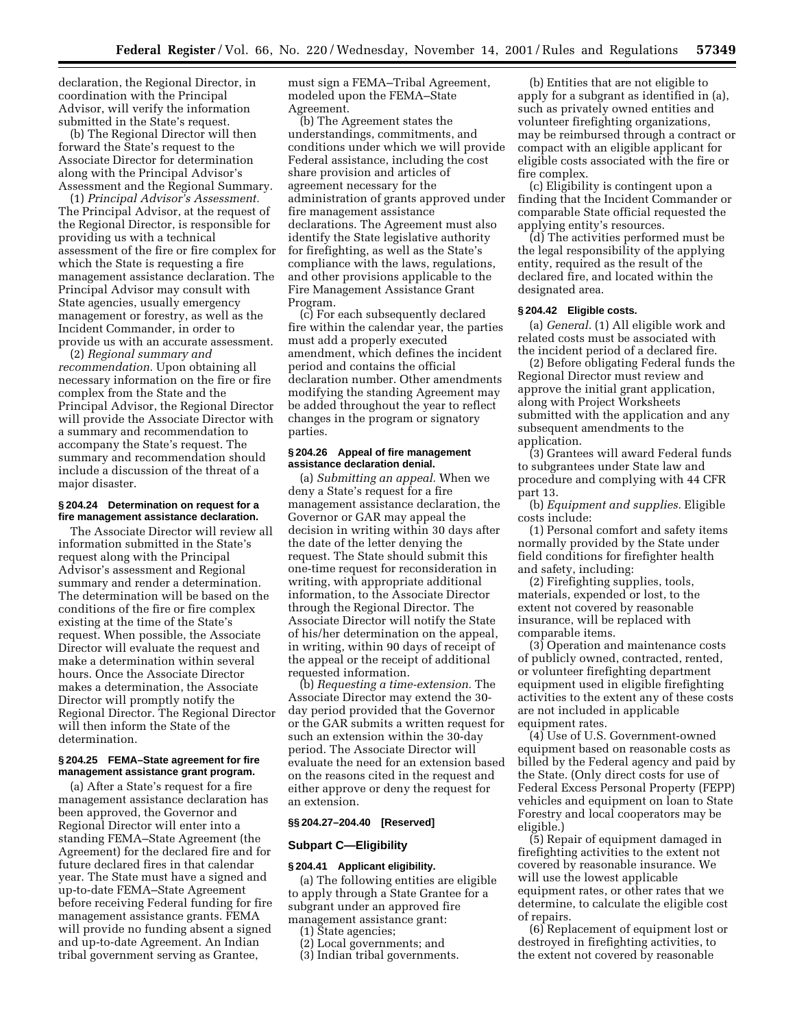declaration, the Regional Director, in coordination with the Principal Advisor, will verify the information submitted in the State's request.

(b) The Regional Director will then forward the State's request to the Associate Director for determination along with the Principal Advisor's Assessment and the Regional Summary.

(1) *Principal Advisor's Assessment.* The Principal Advisor, at the request of the Regional Director, is responsible for providing us with a technical assessment of the fire or fire complex for which the State is requesting a fire management assistance declaration. The Principal Advisor may consult with State agencies, usually emergency management or forestry, as well as the Incident Commander, in order to provide us with an accurate assessment.

(2) *Regional summary and recommendation.* Upon obtaining all necessary information on the fire or fire complex from the State and the Principal Advisor, the Regional Director will provide the Associate Director with a summary and recommendation to accompany the State's request. The summary and recommendation should include a discussion of the threat of a major disaster.

#### § 204.24 Determination on request for a fire management assistance declaration.

The Associate Director will review all information submitted in the State's request along with the Principal Advisor's assessment and Regional summary and render a determination. The determination will be based on the conditions of the fire or fire complex existing at the time of the State's request. When possible, the Associate Director will evaluate the request and make a determination within several hours. Once the Associate Director makes a determination, the Associate Director will promptly notify the Regional Director. The Regional Director will then inform the State of the determination.

#### § 204.25 FEMA–State agreement for fire management assistance grant program.

(a) After a State's request for a fire management assistance declaration has been approved, the Governor and Regional Director will enter into a standing FEMA–State Agreement (the Agreement) for the declared fire and for future declared fires in that calendar year. The State must have a signed and up-to-date FEMA–State Agreement before receiving Federal funding for fire management assistance grants. FEMA will provide no funding absent a signed and up-to-date Agreement. An Indian tribal government serving as Grantee, must sign a FEMA–Tribal Agreement, modeled upon the FEMA–State Agreement.

(b) The Agreement states the understandings, commitments, and conditions under which we will provide Federal assistance, including the cost share provision and articles of agreement necessary for the administration of grants approved under fire management assistance declarations. The Agreement must also identify the State legislative authority for firefighting, as well as the State's compliance with the laws, regulations, and other provisions applicable to the Fire Management Assistance Grant Program.

(c) For each subsequently declared fire within the calendar year, the parties must add a properly executed amendment, which defines the incident period and contains the official declaration number. Other amendments modifying the standing Agreement may be added throughout the year to reflect changes in the program or signatory parties.

#### § 204.26 Appeal of fire management assistance declaration denial.

(a) *Submitting an appeal.* When we deny a State's request for a fire management assistance declaration, the Governor or GAR may appeal the decision in writing within 30 days after the date of the letter denying the request. The State should submit this one-time request for reconsideration in writing, with appropriate additional information, to the Associate Director through the Regional Director. The Associate Director will notify the State of his/her determination on the appeal, in writing, within 90 days of receipt of the appeal or the receipt of additional requested information.

(b) *Requesting a time-extension.* The Associate Director may extend the 30-day period provided that the Governor or the GAR submits a written request for such an extension within the 30-day period. The Associate Director will evaluate the need for an extension based on the reasons cited in the request and either approve or deny the request for an extension.

#### §§ 204.27–204.40 [Reserved]

### Subpart C—Eligibility

#### § 204.41 Applicant eligibility.

(a) The following entities are eligible to apply through a State Grantee for a subgrant under an approved fire management assistance grant:

(1) State agencies;

(2) Local governments; and

(3) Indian tribal governments.

(b) Entities that are not eligible to apply for a subgrant as identified in (a), such as privately owned entities and volunteer firefighting organizations, may be reimbursed through a contract or compact with an eligible applicant for eligible costs associated with the fire or fire complex.

(c) Eligibility is contingent upon a finding that the Incident Commander or comparable State official requested the applying entity's resources.

(d) The activities performed must be the legal responsibility of the applying entity, required as the result of the declared fire, and located within the designated area.

#### § 204.42 Eligible costs.

(a) *General.* (1) All eligible work and related costs must be associated with the incident period of a declared fire.

(2) Before obligating Federal funds the Regional Director must review and approve the initial grant application, along with Project Worksheets submitted with the application and any subsequent amendments to the application.

(3) Grantees will award Federal funds to subgrantees under State law and procedure and complying with 44 CFR part 13.

(b) *Equipment and supplies.* Eligible costs include:

(1) Personal comfort and safety items normally provided by the State under field conditions for firefighter health and safety, including:

(2) Firefighting supplies, tools, materials, expended or lost, to the extent not covered by reasonable insurance, will be replaced with comparable items.

(3) Operation and maintenance costs of publicly owned, contracted, rented, or volunteer firefighting department equipment used in eligible firefighting activities to the extent any of these costs are not included in applicable equipment rates.

(4) Use of U.S. Government-owned equipment based on reasonable costs as billed by the Federal agency and paid by the State. (Only direct costs for use of Federal Excess Personal Property (FEPP) vehicles and equipment on loan to State Forestry and local cooperators may be eligible.)

(5) Repair of equipment damaged in firefighting activities to the extent not covered by reasonable insurance. We will use the lowest applicable equipment rates, or other rates that we determine, to calculate the eligible cost of repairs.

(6) Replacement of equipment lost or destroyed in firefighting activities, to the extent not covered by reasonable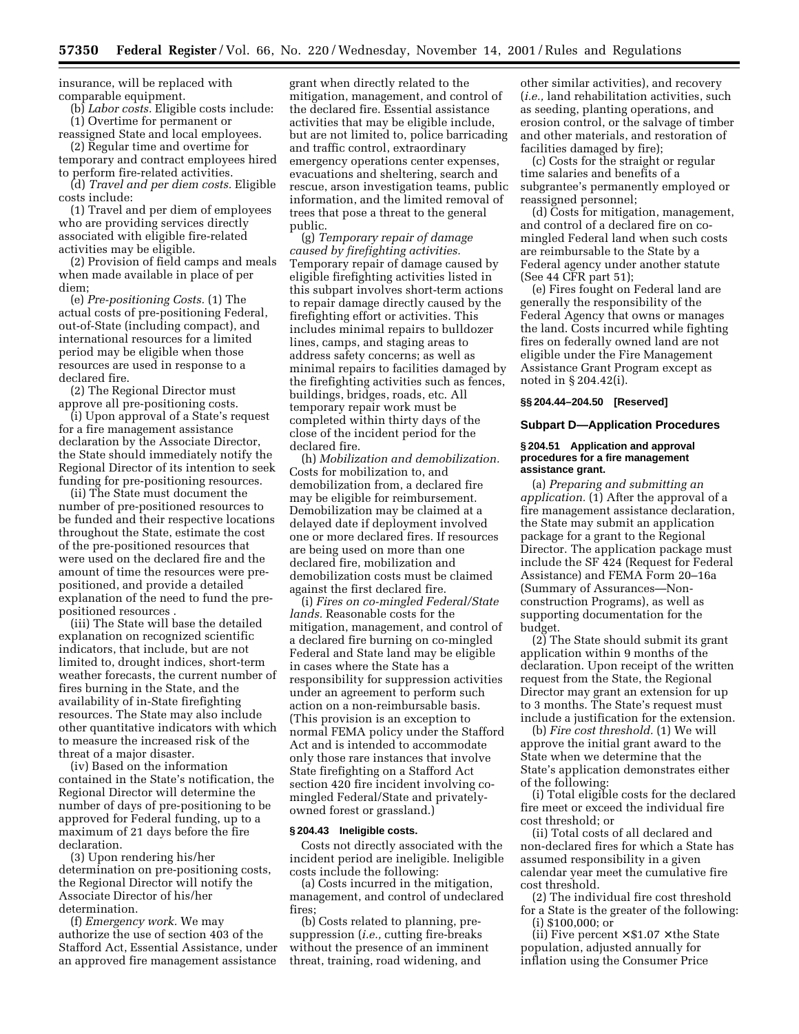insurance, will be replaced with comparable equipment.

(b) *Labor costs.* Eligible costs include:

(1) Overtime for permanent or reassigned State and local employees.

(2) Regular time and overtime for temporary and contract employees hired to perform fire-related activities.

(d) *Travel and per diem costs.* Eligible costs include:

(1) Travel and per diem of employees who are providing services directly associated with eligible fire-related activities may be eligible.

(2) Provision of field camps and meals when made available in place of per diem;

(e) *Pre-positioning Costs.* (1) The actual costs of pre-positioning Federal, out-of-State (including compact), and international resources for a limited period may be eligible when those resources are used in response to a declared fire.

(2) The Regional Director must approve all pre-positioning costs.

(i) Upon approval of a State's request for a fire management assistance declaration by the Associate Director, the State should immediately notify the Regional Director of its intention to seek funding for pre-positioning resources.

(ii) The State must document the number of pre-positioned resources to be funded and their respective locations throughout the State, estimate the cost of the pre-positioned resources that were used on the declared fire and the amount of time the resources were pre-positioned, and provide a detailed explanation of the need to fund the pre-positioned resources .

(iii) The State will base the detailed explanation on recognized scientific indicators, that include, but are not limited to, drought indices, short-term weather forecasts, the current number of fires burning in the State, and the availability of in-State firefighting resources. The State may also include other quantitative indicators with which to measure the increased risk of the threat of a major disaster.

(iv) Based on the information contained in the State's notification, the Regional Director will determine the number of days of pre-positioning to be approved for Federal funding, up to a maximum of 21 days before the fire declaration.

(3) Upon rendering his/her determination on pre-positioning costs, the Regional Director will notify the Associate Director of his/her determination.

(f) *Emergency work.* We may authorize the use of section 403 of the Stafford Act, Essential Assistance, under an approved fire management assistance grant when directly related to the mitigation, management, and control of the declared fire. Essential assistance activities that may be eligible include, but are not limited to, police barricading and traffic control, extraordinary emergency operations center expenses, evacuations and sheltering, search and rescue, arson investigation teams, public information, and the limited removal of trees that pose a threat to the general public.

(g) *Temporary repair of damage caused by firefighting activities.* Temporary repair of damage caused by eligible firefighting activities listed in this subpart involves short-term actions to repair damage directly caused by the firefighting effort or activities. This includes minimal repairs to bulldozer lines, camps, and staging areas to address safety concerns; as well as minimal repairs to facilities damaged by the firefighting activities such as fences, buildings, bridges, roads, etc. All temporary repair work must be completed within thirty days of the close of the incident period for the declared fire.

(h) *Mobilization and demobilization.* Costs for mobilization to, and demobilization from, a declared fire may be eligible for reimbursement. Demobilization may be claimed at a delayed date if deployment involved one or more declared fires. If resources are being used on more than one declared fire, mobilization and demobilization costs must be claimed against the first declared fire.

(i) *Fires on co-mingled Federal/State lands.* Reasonable costs for the mitigation, management, and control of a declared fire burning on co-mingled Federal and State land may be eligible in cases where the State has a responsibility for suppression activities under an agreement to perform such action on a non-reimbursable basis. (This provision is an exception to normal FEMA policy under the Stafford Act and is intended to accommodate only those rare instances that involve State firefighting on a Stafford Act section 420 fire incident involving co-mingled Federal/State and privately-owned forest or grassland.)

#### § 204.43 Ineligible costs.

Costs not directly associated with the incident period are ineligible. Ineligible costs include the following:

(a) Costs incurred in the mitigation, management, and control of undeclared fires;

(b) Costs related to planning, pre-suppression (*i.e.,* cutting fire-breaks without the presence of an imminent threat, training, road widening, and other similar activities), and recovery (*i.e.,* land rehabilitation activities, such as seeding, planting operations, and erosion control, or the salvage of timber and other materials, and restoration of facilities damaged by fire);

(c) Costs for the straight or regular time salaries and benefits of a subgrantee's permanently employed or reassigned personnel;

(d) Costs for mitigation, management, and control of a declared fire on co-mingled Federal land when such costs are reimbursable to the State by a Federal agency under another statute (See 44 CFR part 51);

(e) Fires fought on Federal land are generally the responsibility of the Federal Agency that owns or manages the land. Costs incurred while fighting fires on federally owned land are not eligible under the Fire Management Assistance Grant Program except as noted in § 204.42(i).

#### §§ 204.44–204.50 [Reserved]

### Subpart D—Application Procedures

#### § 204.51 Application and approval procedures for a fire management assistance grant.

(a) *Preparing and submitting an application.* (1) After the approval of a fire management assistance declaration, the State may submit an application package for a grant to the Regional Director. The application package must include the SF 424 (Request for Federal Assistance) and FEMA Form 20–16a (Summary of Assurances—Non-construction Programs), as well as supporting documentation for the budget.

(2) The State should submit its grant application within 9 months of the declaration. Upon receipt of the written request from the State, the Regional Director may grant an extension for up to 3 months. The State's request must include a justification for the extension.

(b) *Fire cost threshold.* (1) We will approve the initial grant award to the State when we determine that the State's application demonstrates either of the following:

(i) Total eligible costs for the declared fire meet or exceed the individual fire cost threshold; or

(ii) Total costs of all declared and non-declared fires for which a State has assumed responsibility in a given calendar year meet the cumulative fire cost threshold.

(2) The individual fire cost threshold for a State is the greater of the following:

(i) $100,000; or

(ii) Five percent × $1.07 × the State population, adjusted annually for inflation using the Consumer Price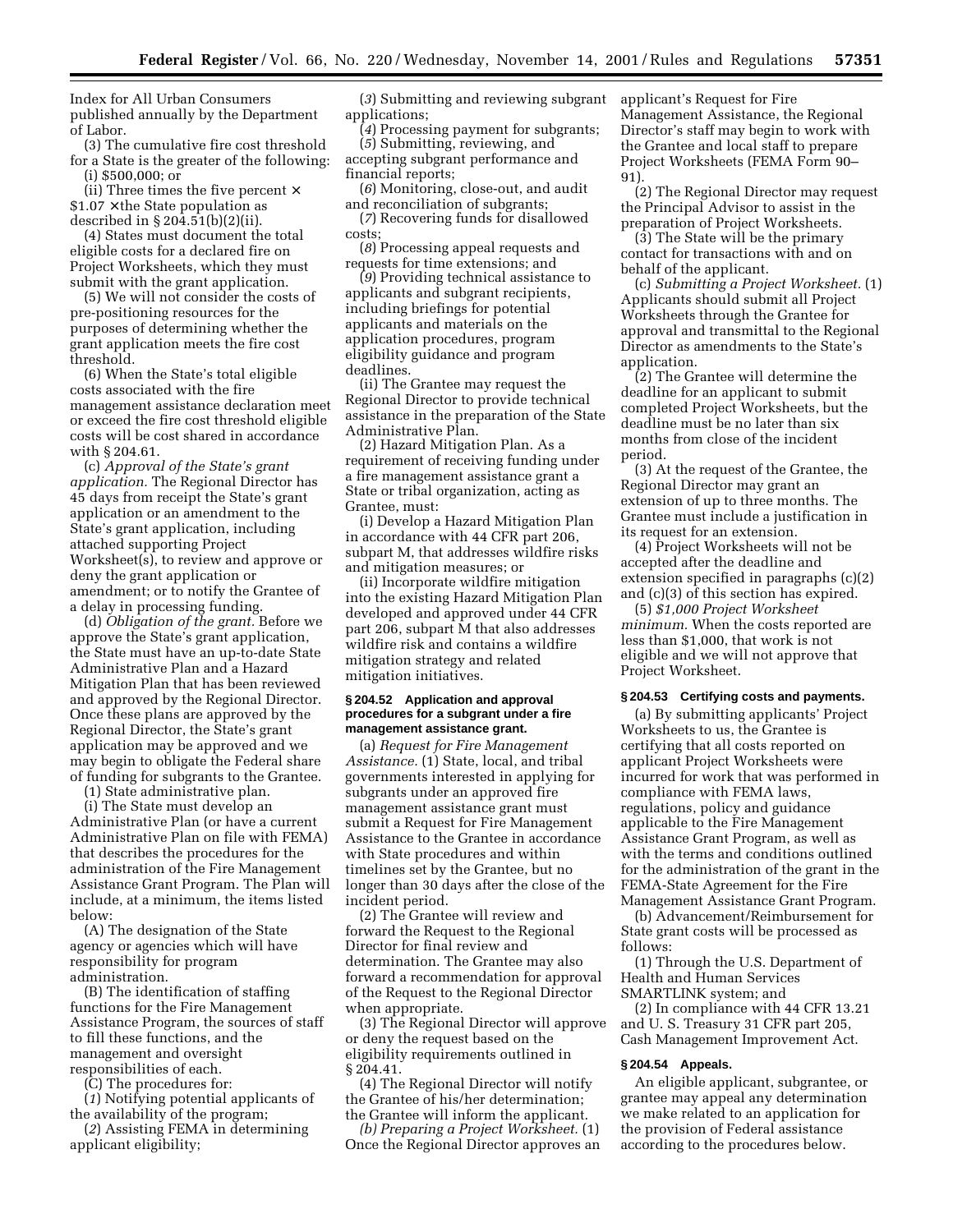Index for All Urban Consumers published annually by the Department of Labor.

(3) The cumulative fire cost threshold for a State is the greater of the following:

(i) $500,000; or

(ii) Three times the five percent × $1.07 ×the State population as described in § 204.51(b)(2)(ii).

(4) States must document the total eligible costs for a declared fire on Project Worksheets, which they must submit with the grant application.

(5) We will not consider the costs of pre-positioning resources for the purposes of determining whether the grant application meets the fire cost threshold.

(6) When the State's total eligible costs associated with the fire management assistance declaration meet or exceed the fire cost threshold eligible costs will be cost shared in accordance with § 204.61.

(c) *Approval of the State's grant application.* The Regional Director has 45 days from receipt the State's grant application or an amendment to the State's grant application, including attached supporting Project Worksheet(s), to review and approve or deny the grant application or amendment; or to notify the Grantee of a delay in processing funding.

(d) *Obligation of the grant.* Before we approve the State's grant application, the State must have an up-to-date State Administrative Plan and a Hazard Mitigation Plan that has been reviewed and approved by the Regional Director. Once these plans are approved by the Regional Director, the State's grant application may be approved and we may begin to obligate the Federal share of funding for subgrants to the Grantee.

(1) State administrative plan.

(i) The State must develop an Administrative Plan (or have a current Administrative Plan on file with FEMA) that describes the procedures for the administration of the Fire Management Assistance Grant Program. The Plan will include, at a minimum, the items listed below:

(A) The designation of the State agency or agencies which will have responsibility for program administration.

(B) The identification of staffing functions for the Fire Management Assistance Program, the sources of staff to fill these functions, and the management and oversight responsibilities of each.

(C) The procedures for:

(*1*) Notifying potential applicants of the availability of the program;

(*2*) Assisting FEMA in determining applicant eligibility;

(*3*) Submitting and reviewing subgrant applications;

(*4*) Processing payment for subgrants;

(*5*) Submitting, reviewing, and accepting subgrant performance and financial reports;

(*6*) Monitoring, close-out, and audit and reconciliation of subgrants;

(*7*) Recovering funds for disallowed costs;

(*8*) Processing appeal requests and requests for time extensions; and

(*9*) Providing technical assistance to applicants and subgrant recipients, including briefings for potential applicants and materials on the application procedures, program eligibility guidance and program deadlines.

(ii) The Grantee may request the Regional Director to provide technical assistance in the preparation of the State Administrative Plan.

(2) Hazard Mitigation Plan. As a requirement of receiving funding under a fire management assistance grant a State or tribal organization, acting as Grantee, must:

(i) Develop a Hazard Mitigation Plan in accordance with 44 CFR part 206, subpart M, that addresses wildfire risks and mitigation measures; or

(ii) Incorporate wildfire mitigation into the existing Hazard Mitigation Plan developed and approved under 44 CFR part 206, subpart M that also addresses wildfire risk and contains a wildfire mitigation strategy and related mitigation initiatives.

### § 204.52 Application and approval procedures for a subgrant under a fire management assistance grant.

(a) *Request for Fire Management Assistance.* (1) State, local, and tribal governments interested in applying for subgrants under an approved fire management assistance grant must submit a Request for Fire Management Assistance to the Grantee in accordance with State procedures and within timelines set by the Grantee, but no longer than 30 days after the close of the incident period.

(2) The Grantee will review and forward the Request to the Regional Director for final review and determination. The Grantee may also forward a recommendation for approval of the Request to the Regional Director when appropriate.

(3) The Regional Director will approve or deny the request based on the eligibility requirements outlined in § 204.41.

(4) The Regional Director will notify the Grantee of his/her determination; the Grantee will inform the applicant.

*(b) Preparing a Project Worksheet.* (1) Once the Regional Director approves an applicant's Request for Fire Management Assistance, the Regional Director's staff may begin to work with the Grantee and local staff to prepare Project Worksheets (FEMA Form 90–91).

(2) The Regional Director may request the Principal Advisor to assist in the preparation of Project Worksheets.

(3) The State will be the primary contact for transactions with and on behalf of the applicant.

(c) *Submitting a Project Worksheet.* (1) Applicants should submit all Project Worksheets through the Grantee for approval and transmittal to the Regional Director as amendments to the State's application.

(2) The Grantee will determine the deadline for an applicant to submit completed Project Worksheets, but the deadline must be no later than six months from close of the incident period.

(3) At the request of the Grantee, the Regional Director may grant an extension of up to three months. The Grantee must include a justification in its request for an extension.

(4) Project Worksheets will not be accepted after the deadline and extension specified in paragraphs (c)(2) and (c)(3) of this section has expired.

(5) *$1,000 Project Worksheet minimum.* When the costs reported are less than $1,000, that work is not eligible and we will not approve that Project Worksheet.

### § 204.53 Certifying costs and payments.

(a) By submitting applicants' Project Worksheets to us, the Grantee is certifying that all costs reported on applicant Project Worksheets were incurred for work that was performed in compliance with FEMA laws, regulations, policy and guidance applicable to the Fire Management Assistance Grant Program, as well as with the terms and conditions outlined for the administration of the grant in the FEMA-State Agreement for the Fire Management Assistance Grant Program.

(b) Advancement/Reimbursement for State grant costs will be processed as follows:

(1) Through the U.S. Department of Health and Human Services SMARTLINK system; and

(2) In compliance with 44 CFR 13.21 and U. S. Treasury 31 CFR part 205, Cash Management Improvement Act.

### § 204.54 Appeals.

An eligible applicant, subgrantee, or grantee may appeal any determination we make related to an application for the provision of Federal assistance according to the procedures below.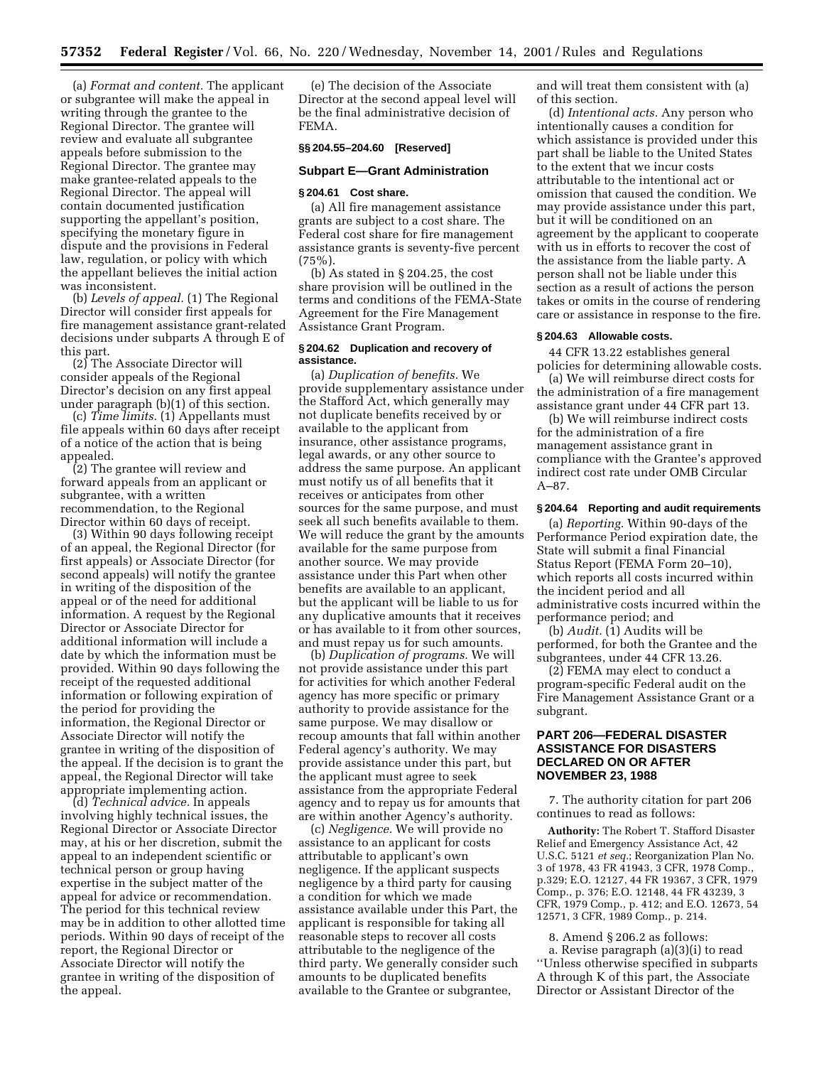(a) *Format and content.* The applicant or subgrantee will make the appeal in writing through the grantee to the Regional Director. The grantee will review and evaluate all subgrantee appeals before submission to the Regional Director. The grantee may make grantee-related appeals to the Regional Director. The appeal will contain documented justification supporting the appellant's position, specifying the monetary figure in dispute and the provisions in Federal law, regulation, or policy with which the appellant believes the initial action was inconsistent.

(b) *Levels of appeal.* (1) The Regional Director will consider first appeals for fire management assistance grant-related decisions under subparts A through E of this part.

(2) The Associate Director will consider appeals of the Regional Director's decision on any first appeal under paragraph (b)(1) of this section.

(c) *Time limits.* (1) Appellants must file appeals within 60 days after receipt of a notice of the action that is being appealed.

(2) The grantee will review and forward appeals from an applicant or subgrantee, with a written recommendation, to the Regional Director within 60 days of receipt.

(3) Within 90 days following receipt of an appeal, the Regional Director (for first appeals) or Associate Director (for second appeals) will notify the grantee in writing of the disposition of the appeal or of the need for additional information. A request by the Regional Director or Associate Director for additional information will include a date by which the information must be provided. Within 90 days following the receipt of the requested additional information or following expiration of the period for providing the information, the Regional Director or Associate Director will notify the grantee in writing of the disposition of the appeal. If the decision is to grant the appeal, the Regional Director will take appropriate implementing action.

(d) *Technical advice.* In appeals involving highly technical issues, the Regional Director or Associate Director may, at his or her discretion, submit the appeal to an independent scientific or technical person or group having expertise in the subject matter of the appeal for advice or recommendation. The period for this technical review may be in addition to other allotted time periods. Within 90 days of receipt of the report, the Regional Director or Associate Director will notify the grantee in writing of the disposition of the appeal.

(e) The decision of the Associate Director at the second appeal level will be the final administrative decision of FEMA.

**§§ 204.55–204.60 [Reserved]**

### Subpart E—Grant Administration

**§ 204.61 Cost share.**

(a) All fire management assistance grants are subject to a cost share. The Federal cost share for fire management assistance grants is seventy-five percent (75%).

(b) As stated in § 204.25, the cost share provision will be outlined in the terms and conditions of the FEMA-State Agreement for the Fire Management Assistance Grant Program.

**§ 204.62 Duplication and recovery of assistance.**

(a) *Duplication of benefits.* We provide supplementary assistance under the Stafford Act, which generally may not duplicate benefits received by or available to the applicant from insurance, other assistance programs, legal awards, or any other source to address the same purpose. An applicant must notify us of all benefits that it receives or anticipates from other sources for the same purpose, and must seek all such benefits available to them. We will reduce the grant by the amounts available for the same purpose from another source. We may provide assistance under this Part when other benefits are available to an applicant, but the applicant will be liable to us for any duplicative amounts that it receives or has available to it from other sources, and must repay us for such amounts.

(b) *Duplication of programs.* We will not provide assistance under this part for activities for which another Federal agency has more specific or primary authority to provide assistance for the same purpose. We may disallow or recoup amounts that fall within another Federal agency's authority. We may provide assistance under this part, but the applicant must agree to seek assistance from the appropriate Federal agency and to repay us for amounts that are within another Agency's authority.

(c) *Negligence.* We will provide no assistance to an applicant for costs attributable to applicant's own negligence. If the applicant suspects negligence by a third party for causing a condition for which we made assistance available under this Part, the applicant is responsible for taking all reasonable steps to recover all costs attributable to the negligence of the third party. We generally consider such amounts to be duplicated benefits available to the Grantee or subgrantee, and will treat them consistent with (a) of this section.

(d) *Intentional acts.* Any person who intentionally causes a condition for which assistance is provided under this part shall be liable to the United States to the extent that we incur costs attributable to the intentional act or omission that caused the condition. We may provide assistance under this part, but it will be conditioned on an agreement by the applicant to cooperate with us in efforts to recover the cost of the assistance from the liable party. A person shall not be liable under this section as a result of actions the person takes or omits in the course of rendering care or assistance in response to the fire.

**§ 204.63 Allowable costs.**

44 CFR 13.22 establishes general policies for determining allowable costs.

(a) We will reimburse direct costs for the administration of a fire management assistance grant under 44 CFR part 13.

(b) We will reimburse indirect costs for the administration of a fire management assistance grant in compliance with the Grantee's approved indirect cost rate under OMB Circular A–87.

**§ 204.64 Reporting and audit requirements**

(a) *Reporting.* Within 90-days of the Performance Period expiration date, the State will submit a final Financial Status Report (FEMA Form 20–10), which reports all costs incurred within the incident period and all administrative costs incurred within the performance period; and

(b) *Audit.* (1) Audits will be performed, for both the Grantee and the subgrantees, under 44 CFR 13.26.

(2) FEMA may elect to conduct a program-specific Federal audit on the Fire Management Assistance Grant or a subgrant.

## PART 206—FEDERAL DISASTER ASSISTANCE FOR DISASTERS DECLARED ON OR AFTER NOVEMBER 23, 1988

7. The authority citation for part 206 continues to read as follows:

**Authority:** The Robert T. Stafford Disaster Relief and Emergency Assistance Act, 42 U.S.C. 5121 *et seq.*; Reorganization Plan No. 3 of 1978, 43 FR 41943, 3 CFR, 1978 Comp., p.329; E.O. 12127, 44 FR 19367, 3 CFR, 1979 Comp., p. 376; E.O. 12148, 44 FR 43239, 3 CFR, 1979 Comp., p. 412; and E.O. 12673, 54 12571, 3 CFR, 1989 Comp., p. 214.

8. Amend § 206.2 as follows:

a. Revise paragraph (a)(3)(i) to read ''Unless otherwise specified in subparts A through K of this part, the Associate Director or Assistant Director of the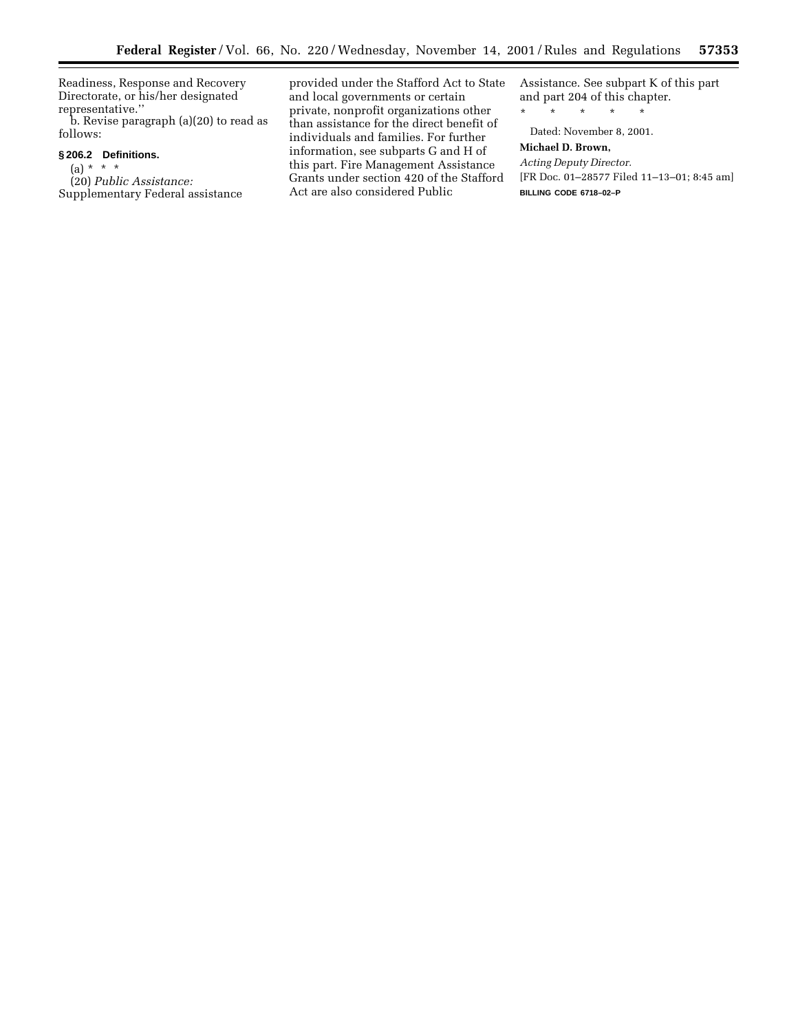Readiness, Response and Recovery Directorate, or his/her designated representative.''

b. Revise paragraph (a)(20) to read as follows:

**§ 206.2 Definitions.**

(a) * * *

(20) *Public Assistance:* Supplementary Federal assistance provided under the Stafford Act to State and local governments or certain private, nonprofit organizations other than assistance for the direct benefit of individuals and families. For further information, see subparts G and H of this part. Fire Management Assistance Grants under section 420 of the Stafford Act are also considered Public Assistance. See subpart K of this part and part 204 of this chapter.

* * * * *

Dated: November 8, 2001.

**Michael D. Brown,**

*Acting Deputy Director.*

[FR Doc. 01–28577 Filed 11–13–01; 8:45 am]

**BILLING CODE 6718–02–P**